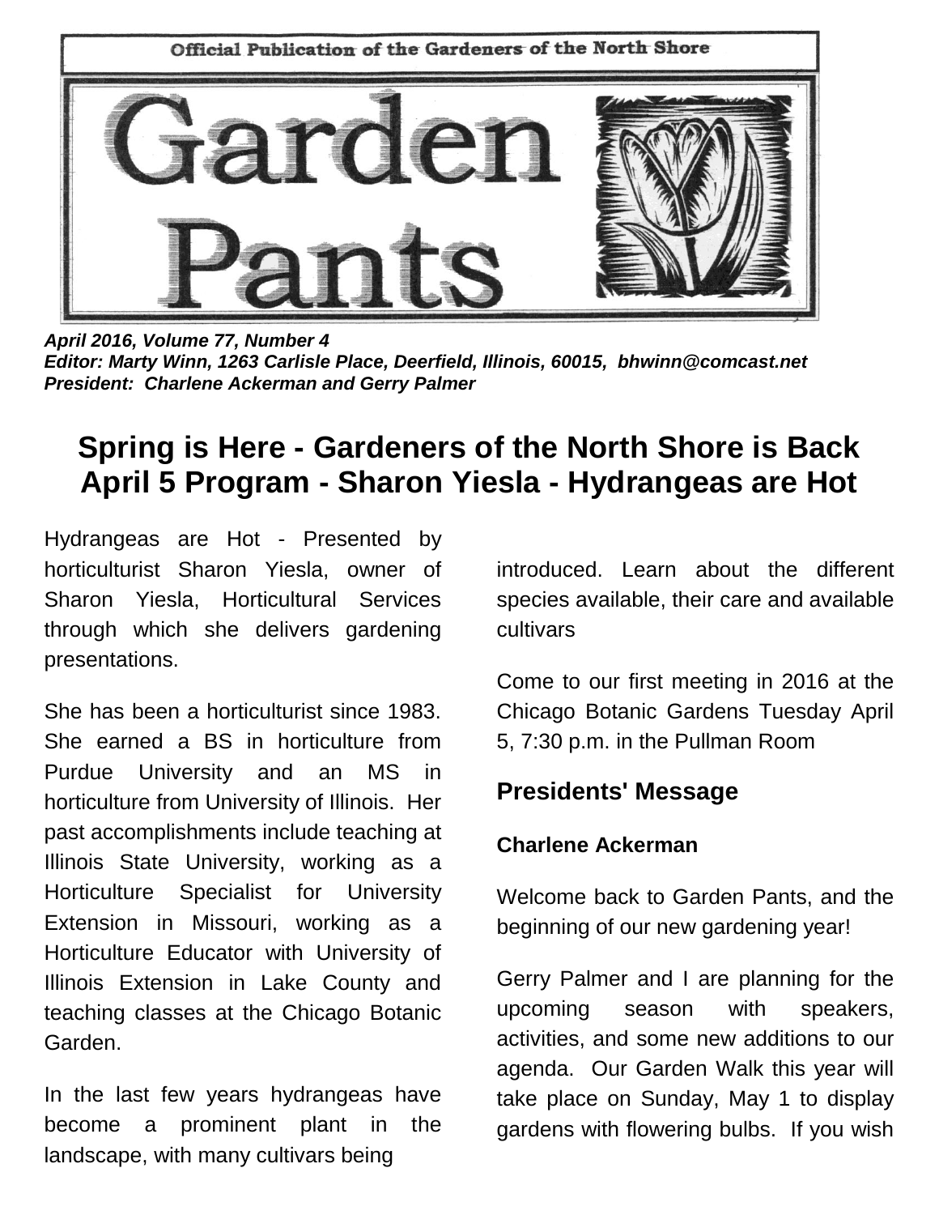Official Publication of the Gardeners of the North Shore

# Garden Pants

***April 2016, Volume 77, Number 4***
***Editor: Marty Winn, 1263 Carlisle Place, Deerfield, Illinois, 60015, bhwinn@comcast.net***
***President: Charlene Ackerman and Gerry Palmer***

## Spring is Here - Gardeners of the North Shore is Back
## April 5 Program - Sharon Yiesla - Hydrangeas are Hot

Hydrangeas are Hot - Presented by horticulturist Sharon Yiesla, owner of Sharon Yiesla, Horticultural Services through which she delivers gardening presentations.

She has been a horticulturist since 1983. She earned a BS in horticulture from Purdue University and an MS in horticulture from University of Illinois. Her past accomplishments include teaching at Illinois State University, working as a Horticulture Specialist for University Extension in Missouri, working as a Horticulture Educator with University of Illinois Extension in Lake County and teaching classes at the Chicago Botanic Garden.

In the last few years hydrangeas have become a prominent plant in the landscape, with many cultivars being introduced. Learn about the different species available, their care and available cultivars

Come to our first meeting in 2016 at the Chicago Botanic Gardens Tuesday April 5, 7:30 p.m. in the Pullman Room

### Presidents' Message

**Charlene Ackerman**

Welcome back to Garden Pants, and the beginning of our new gardening year!

Gerry Palmer and I are planning for the upcoming season with speakers, activities, and some new additions to our agenda. Our Garden Walk this year will take place on Sunday, May 1 to display gardens with flowering bulbs. If you wish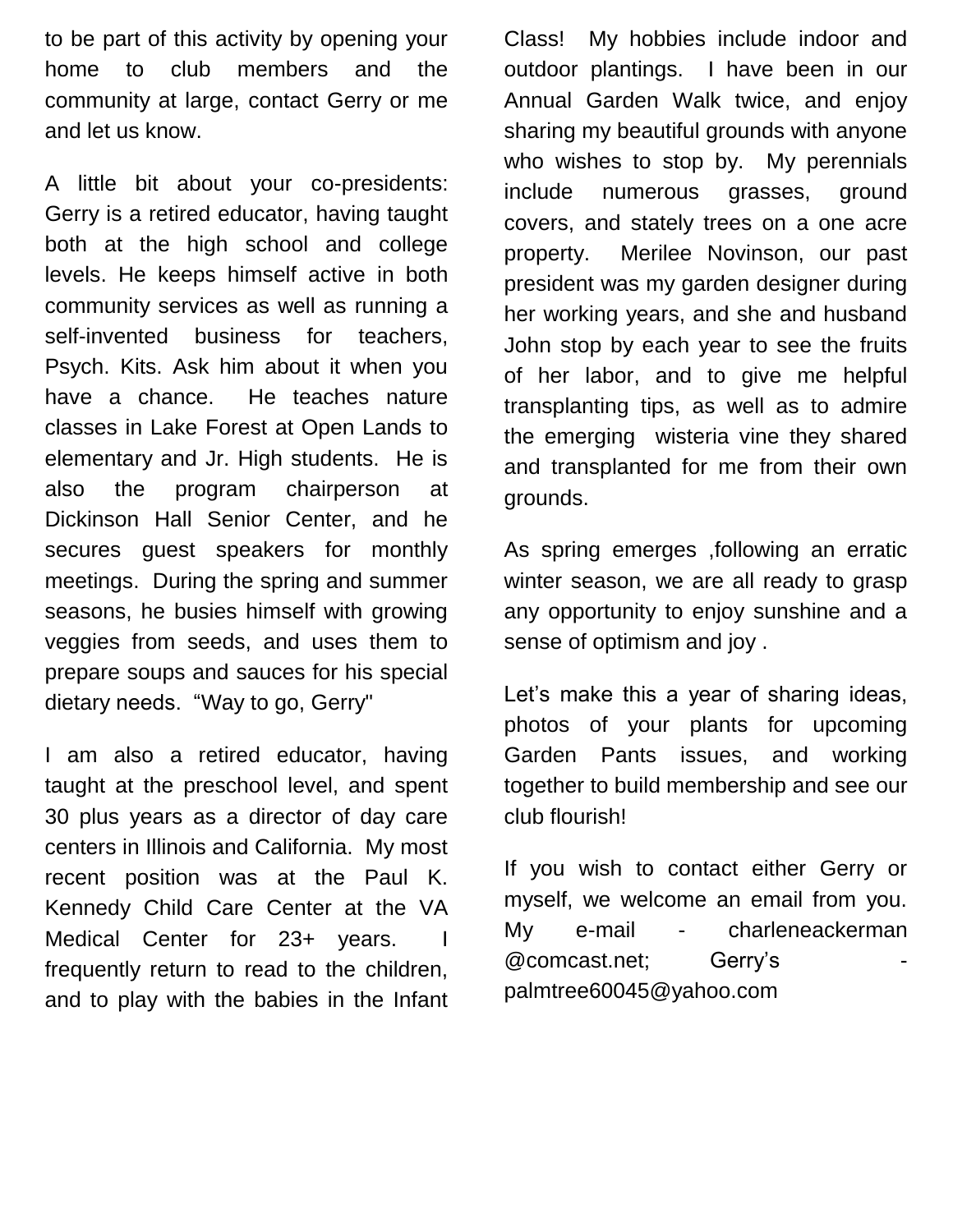to be part of this activity by opening your home to club members and the community at large, contact Gerry or me and let us know.

A little bit about your co-presidents: Gerry is a retired educator, having taught both at the high school and college levels. He keeps himself active in both community services as well as running a self-invented business for teachers, Psych. Kits. Ask him about it when you have a chance. He teaches nature classes in Lake Forest at Open Lands to elementary and Jr. High students. He is also the program chairperson at Dickinson Hall Senior Center, and he secures guest speakers for monthly meetings. During the spring and summer seasons, he busies himself with growing veggies from seeds, and uses them to prepare soups and sauces for his special dietary needs. "Way to go, Gerry"

I am also a retired educator, having taught at the preschool level, and spent 30 plus years as a director of day care centers in Illinois and California. My most recent position was at the Paul K. Kennedy Child Care Center at the VA Medical Center for 23+ years. I frequently return to read to the children, and to play with the babies in the Infant Class! My hobbies include indoor and outdoor plantings. I have been in our Annual Garden Walk twice, and enjoy sharing my beautiful grounds with anyone who wishes to stop by. My perennials include numerous grasses, ground covers, and stately trees on a one acre property. Merilee Novinson, our past president was my garden designer during her working years, and she and husband John stop by each year to see the fruits of her labor, and to give me helpful transplanting tips, as well as to admire the emerging wisteria vine they shared and transplanted for me from their own grounds.

As spring emerges ,following an erratic winter season, we are all ready to grasp any opportunity to enjoy sunshine and a sense of optimism and joy .

Let's make this a year of sharing ideas, photos of your plants for upcoming Garden Pants issues, and working together to build membership and see our club flourish!

If you wish to contact either Gerry or myself, we welcome an email from you. My e-mail - charleneackerman @comcast.net; Gerry's - palmtree60045@yahoo.com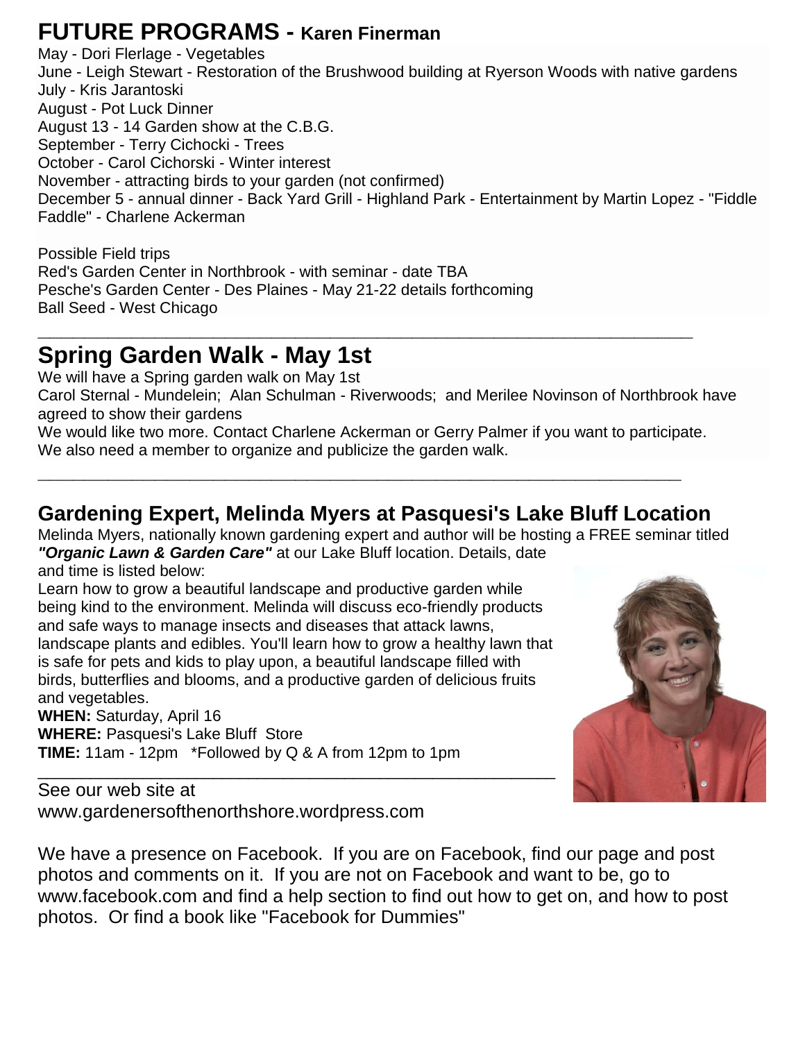# FUTURE PROGRAMS - Karen Finerman

May - Dori Flerlage - Vegetables
June - Leigh Stewart - Restoration of the Brushwood building at Ryerson Woods with native gardens
July - Kris Jarantoski
August - Pot Luck Dinner
August 13 - 14 Garden show at the C.B.G.
September - Terry Cichocki - Trees
October - Carol Cichorski - Winter interest
November - attracting birds to your garden (not confirmed)
December 5 - annual dinner - Back Yard Grill - Highland Park - Entertainment by Martin Lopez - "Fiddle Faddle" - Charlene Ackerman

Possible Field trips
Red's Garden Center in Northbrook - with seminar - date TBA
Pesche's Garden Center - Des Plaines - May 21-22 details forthcoming
Ball Seed - West Chicago

---

# Spring Garden Walk - May 1st

We will have a Spring garden walk on May 1st
Carol Sternal - Mundelein; Alan Schulman - Riverwoods; and Merilee Novinson of Northbrook have agreed to show their gardens
We would like two more. Contact Charlene Ackerman or Gerry Palmer if you want to participate.
We also need a member to organize and publicize the garden walk.

---

## Gardening Expert, Melinda Myers at Pasquesi's Lake Bluff Location

Melinda Myers, nationally known gardening expert and author will be hosting a FREE seminar titled ***"Organic Lawn & Garden Care"*** at our Lake Bluff location. Details, date and time is listed below:

Learn how to grow a beautiful landscape and productive garden while being kind to the environment. Melinda will discuss eco-friendly products and safe ways to manage insects and diseases that attack lawns, landscape plants and edibles. You'll learn how to grow a healthy lawn that is safe for pets and kids to play upon, a beautiful landscape filled with birds, butterflies and blooms, and a productive garden of delicious fruits and vegetables.

**WHEN:** Saturday, April 16
**WHERE:** Pasquesi's Lake Bluff Store
**TIME:** 11am - 12pm *Followed by Q & A from 12pm to 1pm

---

See our web site at
www.gardenersofthenorthshore.wordpress.com

We have a presence on Facebook. If you are on Facebook, find our page and post photos and comments on it. If you are not on Facebook and want to be, go to www.facebook.com and find a help section to find out how to get on, and how to post photos. Or find a book like "Facebook for Dummies"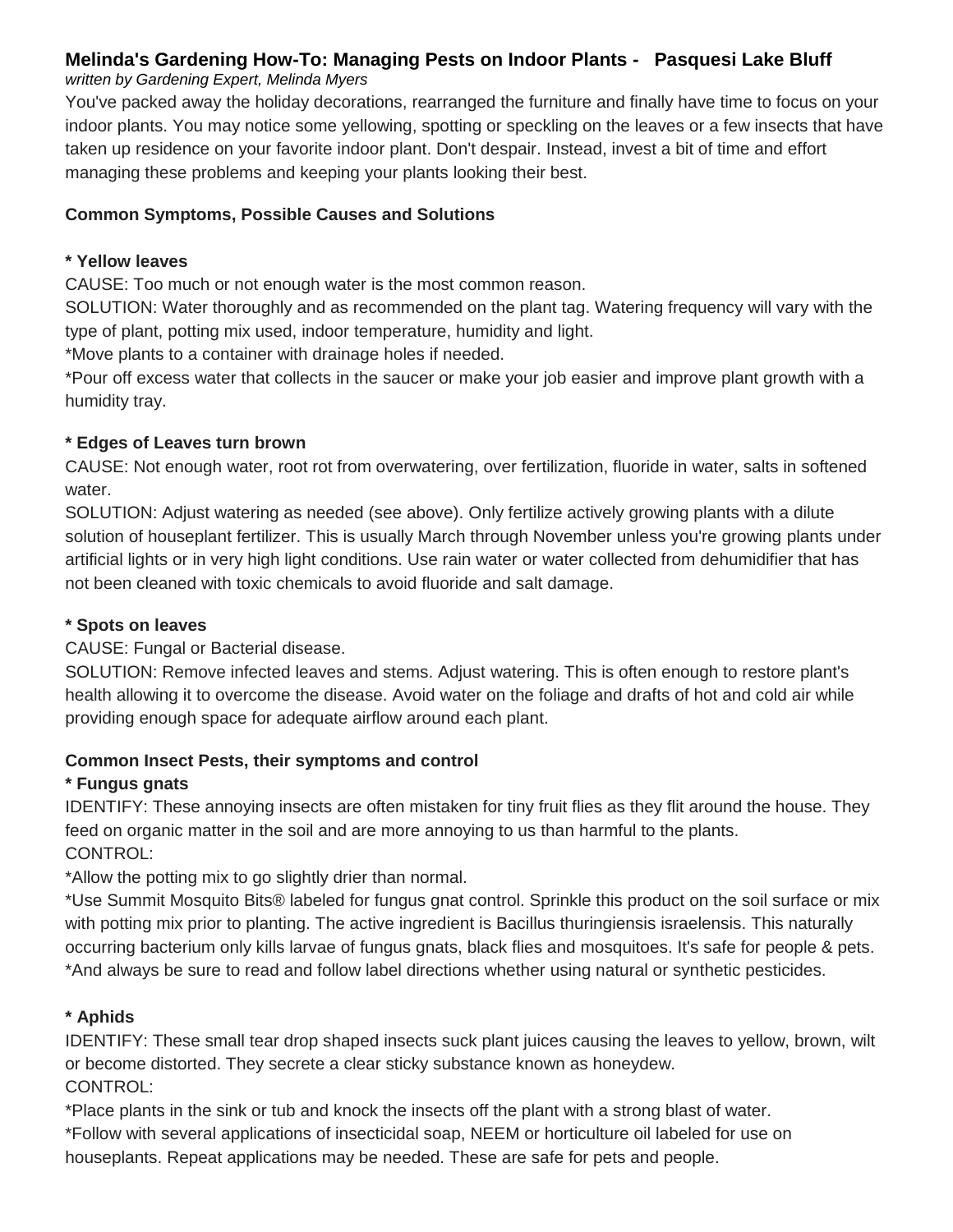### Melinda's Gardening How-To: Managing Pests on Indoor Plants - Pasquesi Lake Bluff

*written by Gardening Expert, Melinda Myers*

You've packed away the holiday decorations, rearranged the furniture and finally have time to focus on your indoor plants. You may notice some yellowing, spotting or speckling on the leaves or a few insects that have taken up residence on your favorite indoor plant. Don't despair. Instead, invest a bit of time and effort managing these problems and keeping your plants looking their best.

**Common Symptoms, Possible Causes and Solutions**

**\* Yellow leaves**

CAUSE: Too much or not enough water is the most common reason.

SOLUTION: Water thoroughly and as recommended on the plant tag. Watering frequency will vary with the type of plant, potting mix used, indoor temperature, humidity and light.

*Move plants to a container with drainage holes if needed.

*Pour off excess water that collects in the saucer or make your job easier and improve plant growth with a humidity tray.

**\* Edges of Leaves turn brown**

CAUSE: Not enough water, root rot from overwatering, over fertilization, fluoride in water, salts in softened water.

SOLUTION: Adjust watering as needed (see above). Only fertilize actively growing plants with a dilute solution of houseplant fertilizer. This is usually March through November unless you're growing plants under artificial lights or in very high light conditions. Use rain water or water collected from dehumidifier that has not been cleaned with toxic chemicals to avoid fluoride and salt damage.

**\* Spots on leaves**

CAUSE: Fungal or Bacterial disease.

SOLUTION: Remove infected leaves and stems. Adjust watering. This is often enough to restore plant's health allowing it to overcome the disease. Avoid water on the foliage and drafts of hot and cold air while providing enough space for adequate airflow around each plant.

**Common Insect Pests, their symptoms and control**

**\* Fungus gnats**

IDENTIFY: These annoying insects are often mistaken for tiny fruit flies as they flit around the house. They feed on organic matter in the soil and are more annoying to us than harmful to the plants.

CONTROL:

*Allow the potting mix to go slightly drier than normal.

*Use Summit Mosquito Bits® labeled for fungus gnat control. Sprinkle this product on the soil surface or mix with potting mix prior to planting. The active ingredient is Bacillus thuringiensis israelensis. This naturally occurring bacterium only kills larvae of fungus gnats, black flies and mosquitoes. It's safe for people & pets.

*And always be sure to read and follow label directions whether using natural or synthetic pesticides.

**\* Aphids**

IDENTIFY: These small tear drop shaped insects suck plant juices causing the leaves to yellow, brown, wilt or become distorted. They secrete a clear sticky substance known as honeydew.

CONTROL:

*Place plants in the sink or tub and knock the insects off the plant with a strong blast of water.

*Follow with several applications of insecticidal soap, NEEM or horticulture oil labeled for use on houseplants. Repeat applications may be needed. These are safe for pets and people.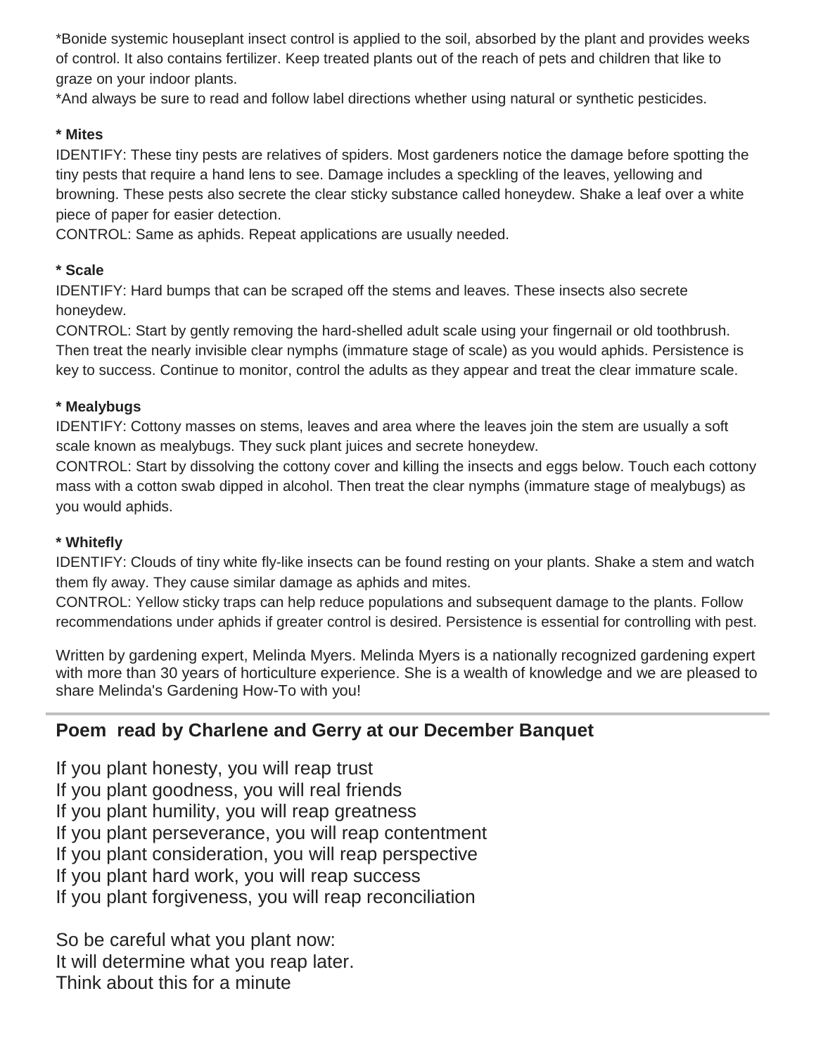*Bonide systemic houseplant insect control is applied to the soil, absorbed by the plant and provides weeks of control. It also contains fertilizer. Keep treated plants out of the reach of pets and children that like to graze on your indoor plants.
*And always be sure to read and follow label directions whether using natural or synthetic pesticides.

**\* Mites**
IDENTIFY: These tiny pests are relatives of spiders. Most gardeners notice the damage before spotting the tiny pests that require a hand lens to see. Damage includes a speckling of the leaves, yellowing and browning. These pests also secrete the clear sticky substance called honeydew. Shake a leaf over a white piece of paper for easier detection.
CONTROL: Same as aphids. Repeat applications are usually needed.

**\* Scale**
IDENTIFY: Hard bumps that can be scraped off the stems and leaves. These insects also secrete honeydew.
CONTROL: Start by gently removing the hard-shelled adult scale using your fingernail or old toothbrush. Then treat the nearly invisible clear nymphs (immature stage of scale) as you would aphids. Persistence is key to success. Continue to monitor, control the adults as they appear and treat the clear immature scale.

**\* Mealybugs**
IDENTIFY: Cottony masses on stems, leaves and area where the leaves join the stem are usually a soft scale known as mealybugs. They suck plant juices and secrete honeydew.
CONTROL: Start by dissolving the cottony cover and killing the insects and eggs below. Touch each cottony mass with a cotton swab dipped in alcohol. Then treat the clear nymphs (immature stage of mealybugs) as you would aphids.

**\* Whitefly**
IDENTIFY: Clouds of tiny white fly-like insects can be found resting on your plants. Shake a stem and watch them fly away. They cause similar damage as aphids and mites.
CONTROL: Yellow sticky traps can help reduce populations and subsequent damage to the plants. Follow recommendations under aphids if greater control is desired. Persistence is essential for controlling with pest.

Written by gardening expert, Melinda Myers. Melinda Myers is a nationally recognized gardening expert with more than 30 years of horticulture experience. She is a wealth of knowledge and we are pleased to share Melinda's Gardening How-To with you!

---

## Poem read by Charlene and Gerry at our December Banquet

If you plant honesty, you will reap trust
If you plant goodness, you will real friends
If you plant humility, you will reap greatness
If you plant perseverance, you will reap contentment
If you plant consideration, you will reap perspective
If you plant hard work, you will reap success
If you plant forgiveness, you will reap reconciliation

So be careful what you plant now:
It will determine what you reap later.
Think about this for a minute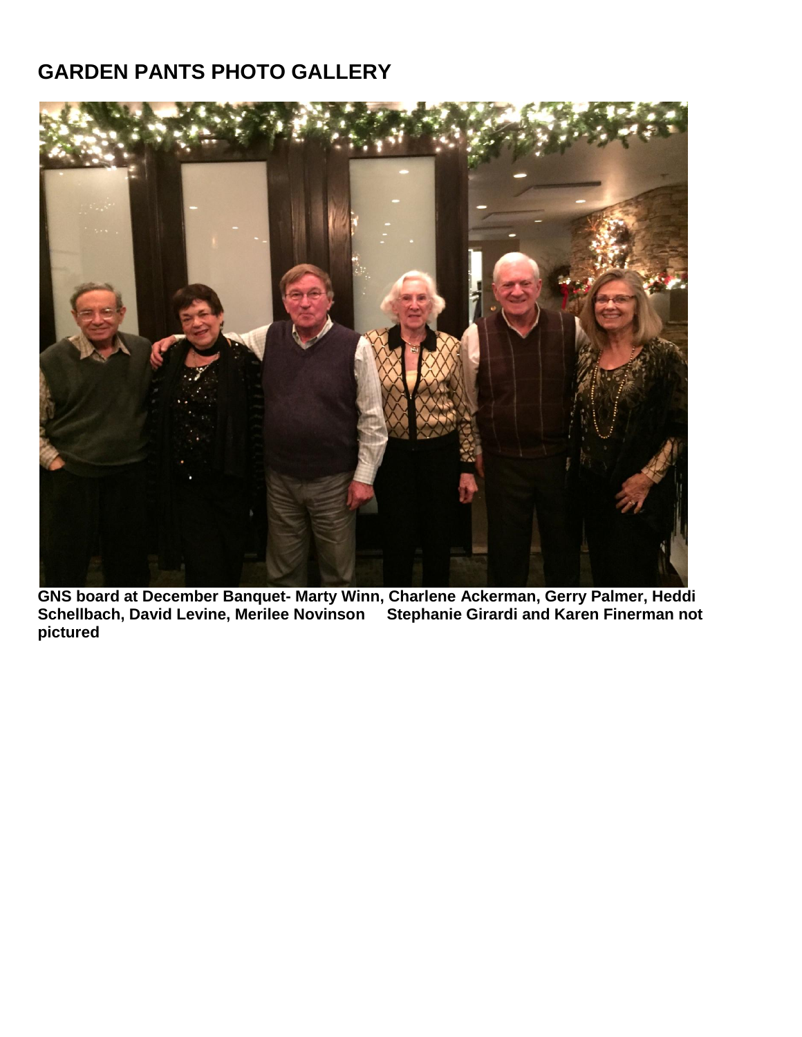# GARDEN PANTS PHOTO GALLERY

**GNS board at December Banquet- Marty Winn, Charlene Ackerman, Gerry Palmer, Heddi Schellbach, David Levine, Merilee Novinson    Stephanie Girardi and Karen Finerman not pictured**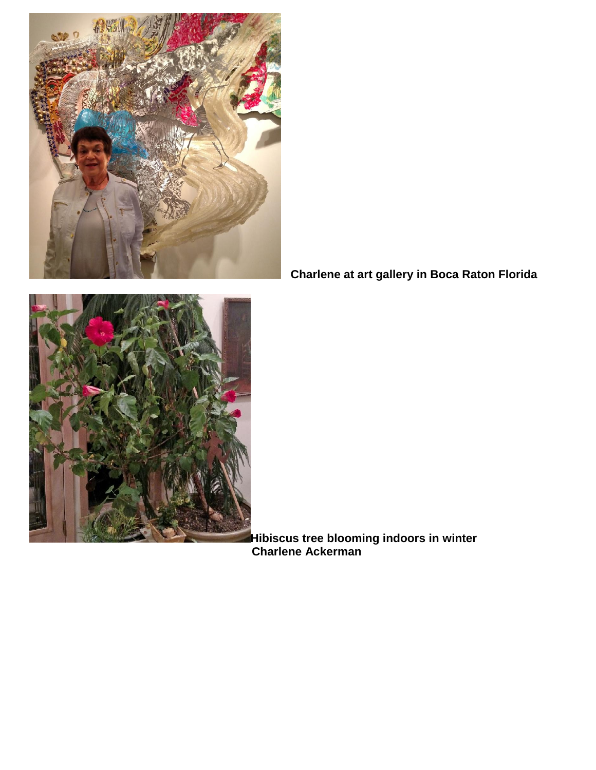**Charlene at art gallery in Boca Raton Florida**

**Hibiscus tree blooming indoors in winter**
**Charlene Ackerman**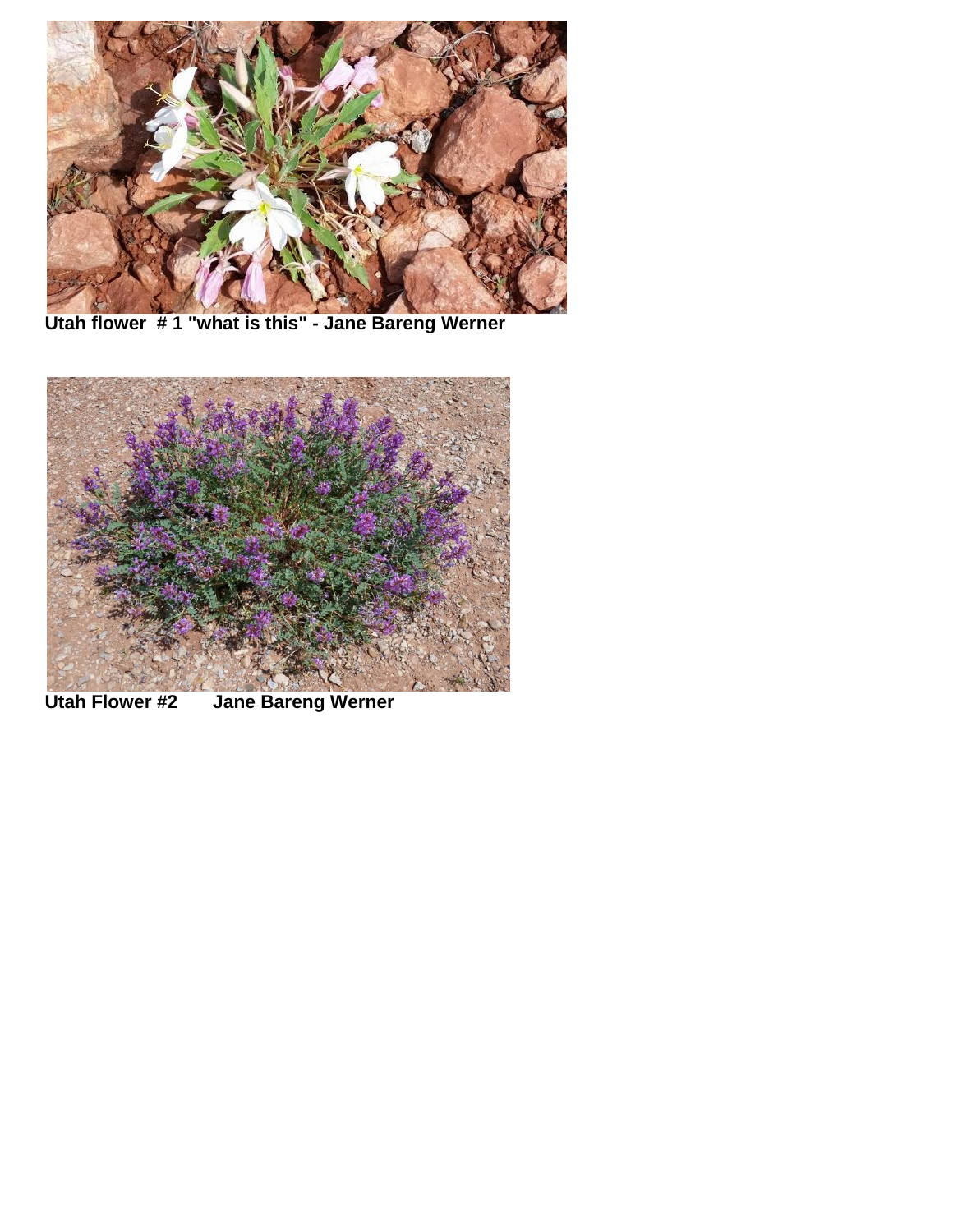**Utah flower # 1 "what is this" - Jane Bareng Werner**

**Utah Flower #2 Jane Bareng Werner**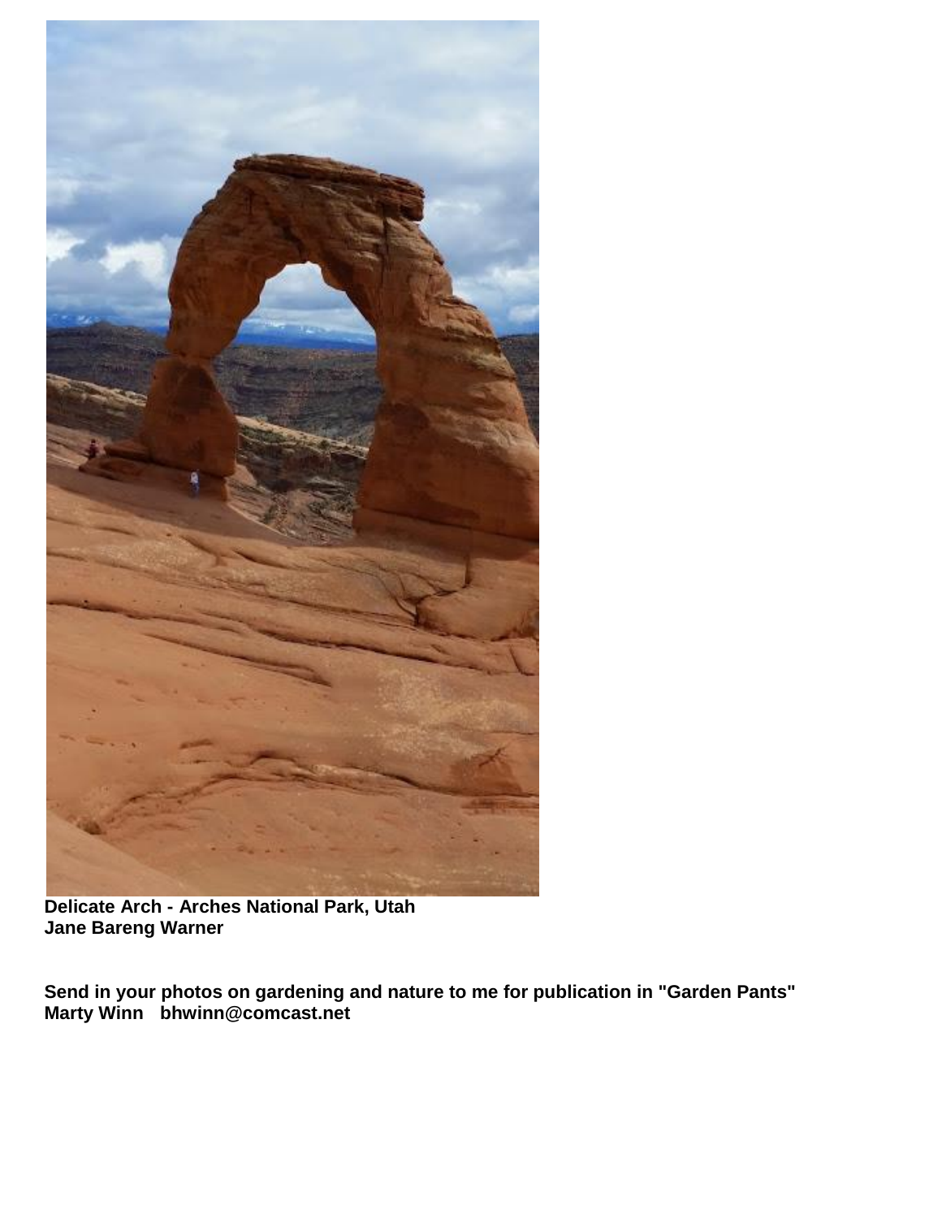**Delicate Arch - Arches National Park, Utah**
**Jane Bareng Warner**

**Send in your photos on gardening and nature to me for publication in "Garden Pants"**
**Marty Winn   bhwinn@comcast.net**